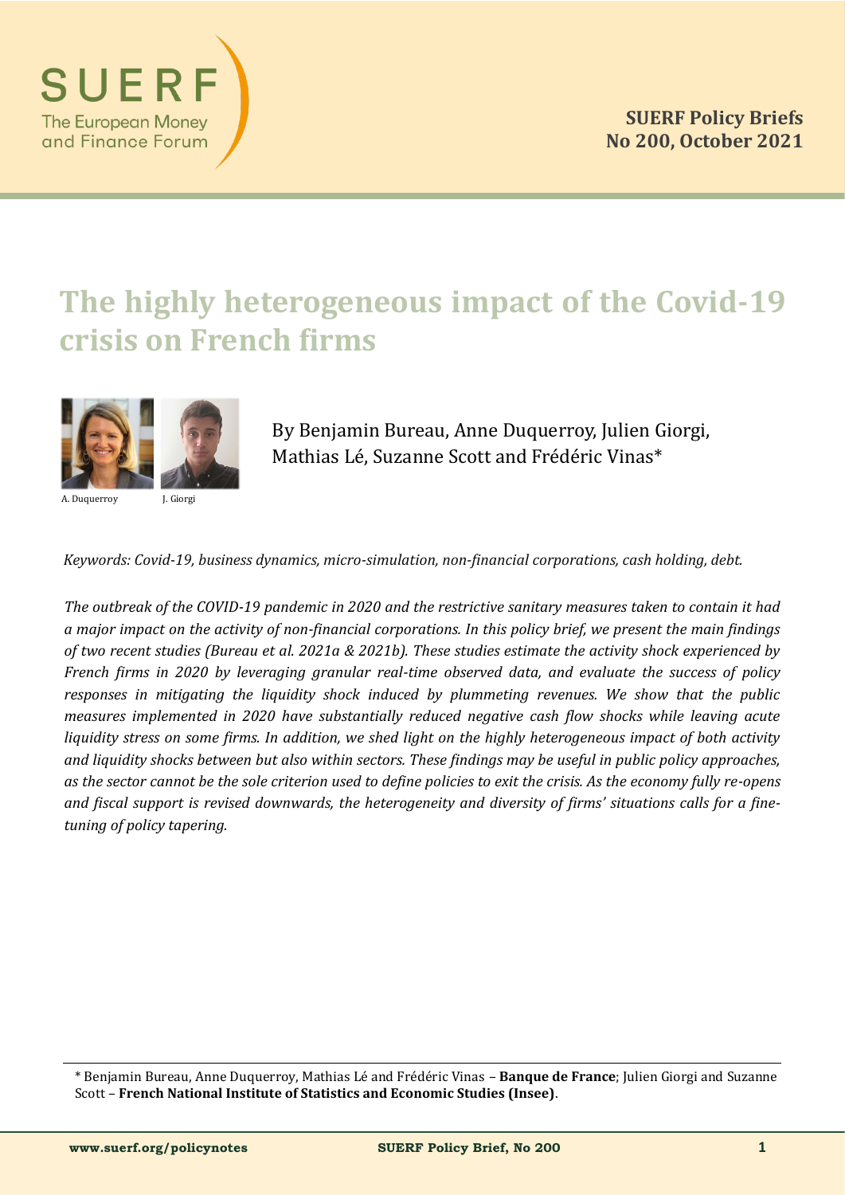SUERF
The European Money and Finance Forum

**SUERF Policy Briefs**
**No 200, October 2021**

# The highly heterogeneous impact of the Covid-19 crisis on French firms

A. Duquerroy J. Giorgi

By Benjamin Bureau, Anne Duquerroy, Julien Giorgi, Mathias Lé, Suzanne Scott and Frédéric Vinas*

*Keywords: Covid-19, business dynamics, micro-simulation, non-financial corporations, cash holding, debt.*

*The outbreak of the COVID-19 pandemic in 2020 and the restrictive sanitary measures taken to contain it had a major impact on the activity of non-financial corporations. In this policy brief, we present the main findings of two recent studies (Bureau et al. 2021a & 2021b). These studies estimate the activity shock experienced by French firms in 2020 by leveraging granular real-time observed data, and evaluate the success of policy responses in mitigating the liquidity shock induced by plummeting revenues. We show that the public measures implemented in 2020 have substantially reduced negative cash flow shocks while leaving acute liquidity stress on some firms. In addition, we shed light on the highly heterogeneous impact of both activity and liquidity shocks between but also within sectors. These findings may be useful in public policy approaches, as the sector cannot be the sole criterion used to define policies to exit the crisis. As the economy fully re-opens and fiscal support is revised downwards, the heterogeneity and diversity of firms' situations calls for a fine-tuning of policy tapering.*

* Benjamin Bureau, Anne Duquerroy, Mathias Lé and Frédéric Vinas – **Banque de France**; Julien Giorgi and Suzanne Scott – **French National Institute of Statistics and Economic Studies (Insee)**.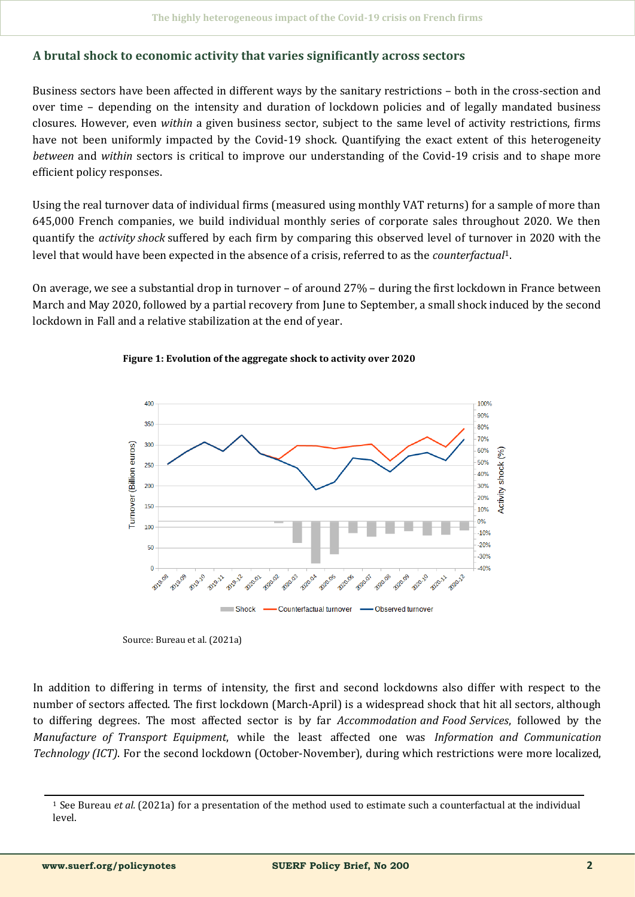## A brutal shock to economic activity that varies significantly across sectors

Business sectors have been affected in different ways by the sanitary restrictions – both in the cross-section and over time – depending on the intensity and duration of lockdown policies and of legally mandated business closures. However, even *within* a given business sector, subject to the same level of activity restrictions, firms have not been uniformly impacted by the Covid-19 shock. Quantifying the exact extent of this heterogeneity *between* and *within* sectors is critical to improve our understanding of the Covid-19 crisis and to shape more efficient policy responses.

Using the real turnover data of individual firms (measured using monthly VAT returns) for a sample of more than 645,000 French companies, we build individual monthly series of corporate sales throughout 2020. We then quantify the *activity shock* suffered by each firm by comparing this observed level of turnover in 2020 with the level that would have been expected in the absence of a crisis, referred to as the *counterfactual*[1].

On average, we see a substantial drop in turnover – of around 27% – during the first lockdown in France between March and May 2020, followed by a partial recovery from June to September, a small shock induced by the second lockdown in Fall and a relative stabilization at the end of year.

**Figure 1: Evolution of the aggregate shock to activity over 2020**

Source: Bureau et al. (2021a)

In addition to differing in terms of intensity, the first and second lockdowns also differ with respect to the number of sectors affected. The first lockdown (March-April) is a widespread shock that hit all sectors, although to differing degrees. The most affected sector is by far *Accommodation and Food Services*, followed by the *Manufacture of Transport Equipment*, while the least affected one was *Information and Communication Technology (ICT)*. For the second lockdown (October-November), during which restrictions were more localized,

[1] See Bureau *et al.* (2021a) for a presentation of the method used to estimate such a counterfactual at the individual level.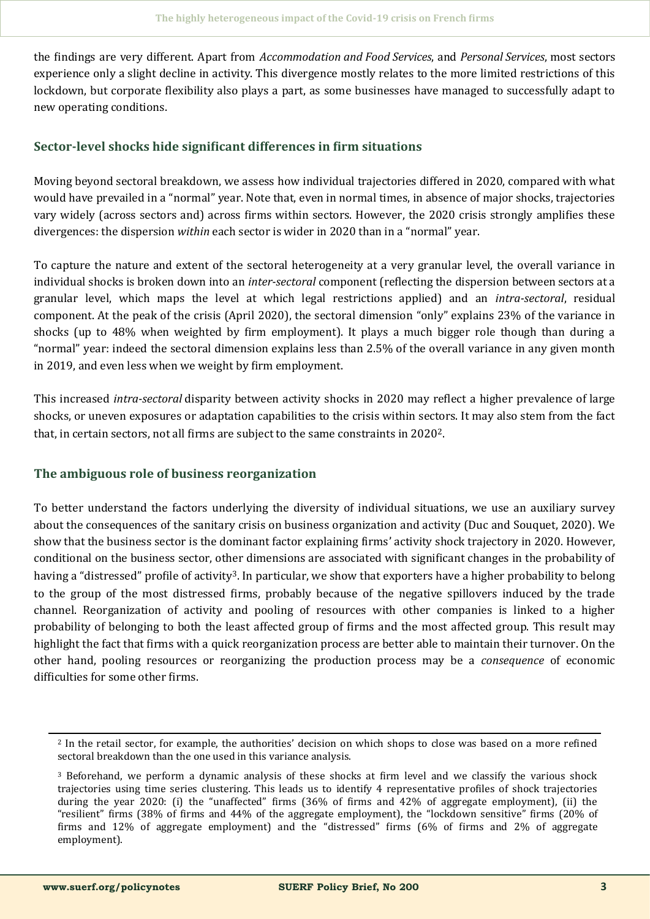the findings are very different. Apart from *Accommodation and Food Services*, and *Personal Services*, most sectors experience only a slight decline in activity. This divergence mostly relates to the more limited restrictions of this lockdown, but corporate flexibility also plays a part, as some businesses have managed to successfully adapt to new operating conditions.

## Sector-level shocks hide significant differences in firm situations

Moving beyond sectoral breakdown, we assess how individual trajectories differed in 2020, compared with what would have prevailed in a "normal" year. Note that, even in normal times, in absence of major shocks, trajectories vary widely (across sectors and) across firms within sectors. However, the 2020 crisis strongly amplifies these divergences: the dispersion *within* each sector is wider in 2020 than in a "normal" year.

To capture the nature and extent of the sectoral heterogeneity at a very granular level, the overall variance in individual shocks is broken down into an *inter-sectoral* component (reflecting the dispersion between sectors at a granular level, which maps the level at which legal restrictions applied) and an *intra-sectoral*, residual component. At the peak of the crisis (April 2020), the sectoral dimension "only" explains 23% of the variance in shocks (up to 48% when weighted by firm employment). It plays a much bigger role though than during a "normal" year: indeed the sectoral dimension explains less than 2.5% of the overall variance in any given month in 2019, and even less when we weight by firm employment.

This increased *intra-sectoral* disparity between activity shocks in 2020 may reflect a higher prevalence of large shocks, or uneven exposures or adaptation capabilities to the crisis within sectors. It may also stem from the fact that, in certain sectors, not all firms are subject to the same constraints in 2020[2].

## The ambiguous role of business reorganization

To better understand the factors underlying the diversity of individual situations, we use an auxiliary survey about the consequences of the sanitary crisis on business organization and activity (Duc and Souquet, 2020). We show that the business sector is the dominant factor explaining firms' activity shock trajectory in 2020. However, conditional on the business sector, other dimensions are associated with significant changes in the probability of having a "distressed" profile of activity[3]. In particular, we show that exporters have a higher probability to belong to the group of the most distressed firms, probably because of the negative spillovers induced by the trade channel. Reorganization of activity and pooling of resources with other companies is linked to a higher probability of belonging to both the least affected group of firms and the most affected group. This result may highlight the fact that firms with a quick reorganization process are better able to maintain their turnover. On the other hand, pooling resources or reorganizing the production process may be a *consequence* of economic difficulties for some other firms.

---

[2] In the retail sector, for example, the authorities' decision on which shops to close was based on a more refined sectoral breakdown than the one used in this variance analysis.

[3] Beforehand, we perform a dynamic analysis of these shocks at firm level and we classify the various shock trajectories using time series clustering. This leads us to identify 4 representative profiles of shock trajectories during the year 2020: (i) the "unaffected" firms (36% of firms and 42% of aggregate employment), (ii) the "resilient" firms (38% of firms and 44% of the aggregate employment), the "lockdown sensitive" firms (20% of firms and 12% of aggregate employment) and the "distressed" firms (6% of firms and 2% of aggregate employment).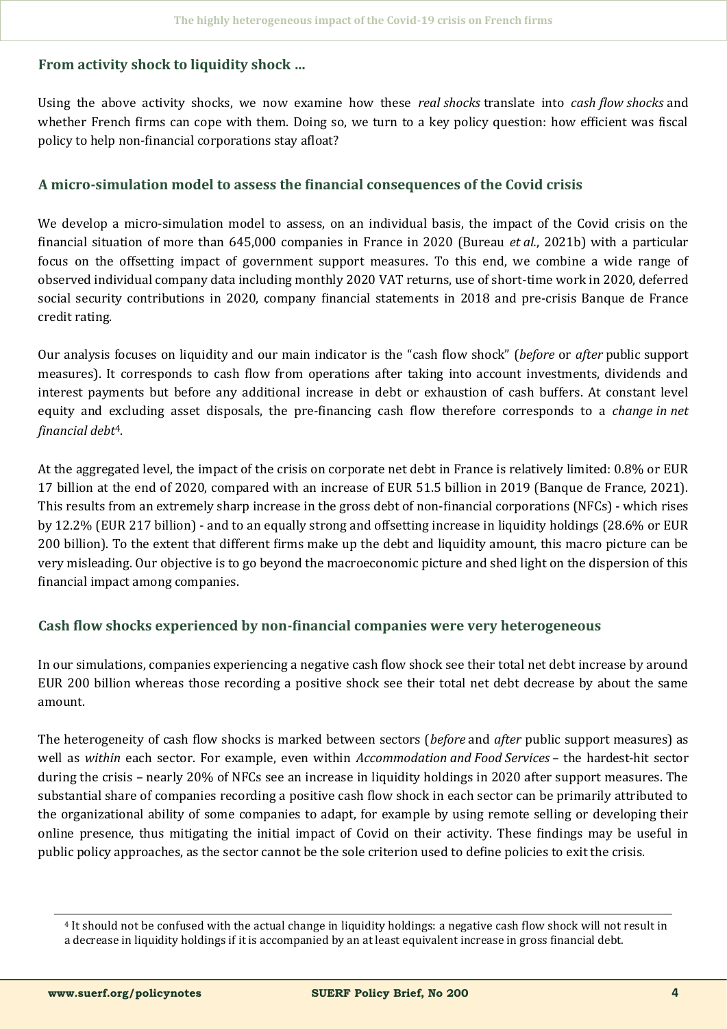### From activity shock to liquidity shock ...

Using the above activity shocks, we now examine how these *real shocks* translate into *cash flow shocks* and whether French firms can cope with them. Doing so, we turn to a key policy question: how efficient was fiscal policy to help non-financial corporations stay afloat?

### A micro-simulation model to assess the financial consequences of the Covid crisis

We develop a micro-simulation model to assess, on an individual basis, the impact of the Covid crisis on the financial situation of more than 645,000 companies in France in 2020 (Bureau *et al.*, 2021b) with a particular focus on the offsetting impact of government support measures. To this end, we combine a wide range of observed individual company data including monthly 2020 VAT returns, use of short-time work in 2020, deferred social security contributions in 2020, company financial statements in 2018 and pre-crisis Banque de France credit rating.

Our analysis focuses on liquidity and our main indicator is the "cash flow shock" (*before* or *after* public support measures). It corresponds to cash flow from operations after taking into account investments, dividends and interest payments but before any additional increase in debt or exhaustion of cash buffers. At constant level equity and excluding asset disposals, the pre-financing cash flow therefore corresponds to a *change in net financial debt*[4].

At the aggregated level, the impact of the crisis on corporate net debt in France is relatively limited: 0.8% or EUR 17 billion at the end of 2020, compared with an increase of EUR 51.5 billion in 2019 (Banque de France, 2021). This results from an extremely sharp increase in the gross debt of non-financial corporations (NFCs) - which rises by 12.2% (EUR 217 billion) - and to an equally strong and offsetting increase in liquidity holdings (28.6% or EUR 200 billion). To the extent that different firms make up the debt and liquidity amount, this macro picture can be very misleading. Our objective is to go beyond the macroeconomic picture and shed light on the dispersion of this financial impact among companies.

### Cash flow shocks experienced by non-financial companies were very heterogeneous

In our simulations, companies experiencing a negative cash flow shock see their total net debt increase by around EUR 200 billion whereas those recording a positive shock see their total net debt decrease by about the same amount.

The heterogeneity of cash flow shocks is marked between sectors (*before* and *after* public support measures) as well as *within* each sector. For example, even within *Accommodation and Food Services* – the hardest-hit sector during the crisis – nearly 20% of NFCs see an increase in liquidity holdings in 2020 after support measures. The substantial share of companies recording a positive cash flow shock in each sector can be primarily attributed to the organizational ability of some companies to adapt, for example by using remote selling or developing their online presence, thus mitigating the initial impact of Covid on their activity. These findings may be useful in public policy approaches, as the sector cannot be the sole criterion used to define policies to exit the crisis.

---

[4] It should not be confused with the actual change in liquidity holdings: a negative cash flow shock will not result in a decrease in liquidity holdings if it is accompanied by an at least equivalent increase in gross financial debt.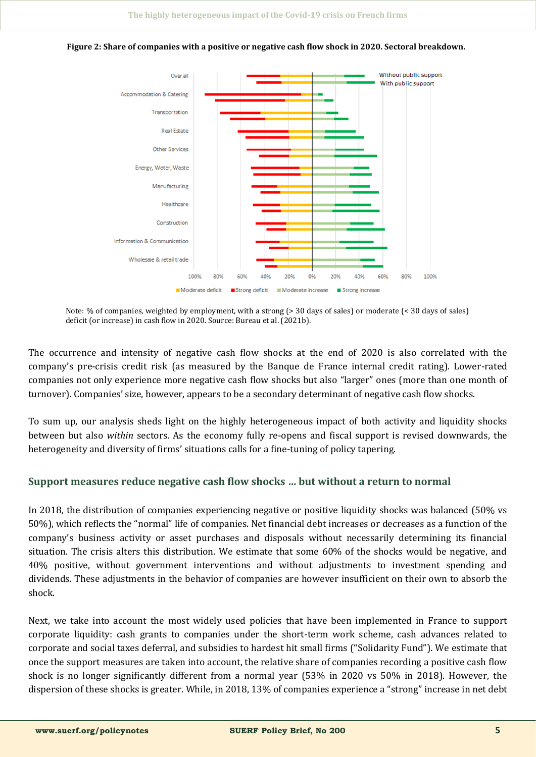**Figure 2: Share of companies with a positive or negative cash flow shock in 2020. Sectoral breakdown.**

Note: % of companies, weighted by employment, with a strong (> 30 days of sales) or moderate (< 30 days of sales) deficit (or increase) in cash flow in 2020. Source: Bureau et al. (2021b).

The occurrence and intensity of negative cash flow shocks at the end of 2020 is also correlated with the company's pre-crisis credit risk (as measured by the Banque de France internal credit rating). Lower-rated companies not only experience more negative cash flow shocks but also "larger" ones (more than one month of turnover). Companies' size, however, appears to be a secondary determinant of negative cash flow shocks.

To sum up, our analysis sheds light on the highly heterogeneous impact of both activity and liquidity shocks between but also *within* sectors. As the economy fully re-opens and fiscal support is revised downwards, the heterogeneity and diversity of firms' situations calls for a fine-tuning of policy tapering.

## Support measures reduce negative cash flow shocks … but without a return to normal

In 2018, the distribution of companies experiencing negative or positive liquidity shocks was balanced (50% vs 50%), which reflects the "normal" life of companies. Net financial debt increases or decreases as a function of the company's business activity or asset purchases and disposals without necessarily determining its financial situation. The crisis alters this distribution. We estimate that some 60% of the shocks would be negative, and 40% positive, without government interventions and without adjustments to investment spending and dividends. These adjustments in the behavior of companies are however insufficient on their own to absorb the shock.

Next, we take into account the most widely used policies that have been implemented in France to support corporate liquidity: cash grants to companies under the short-term work scheme, cash advances related to corporate and social taxes deferral, and subsidies to hardest hit small firms ("Solidarity Fund"). We estimate that once the support measures are taken into account, the relative share of companies recording a positive cash flow shock is no longer significantly different from a normal year (53% in 2020 vs 50% in 2018). However, the dispersion of these shocks is greater. While, in 2018, 13% of companies experience a "strong" increase in net debt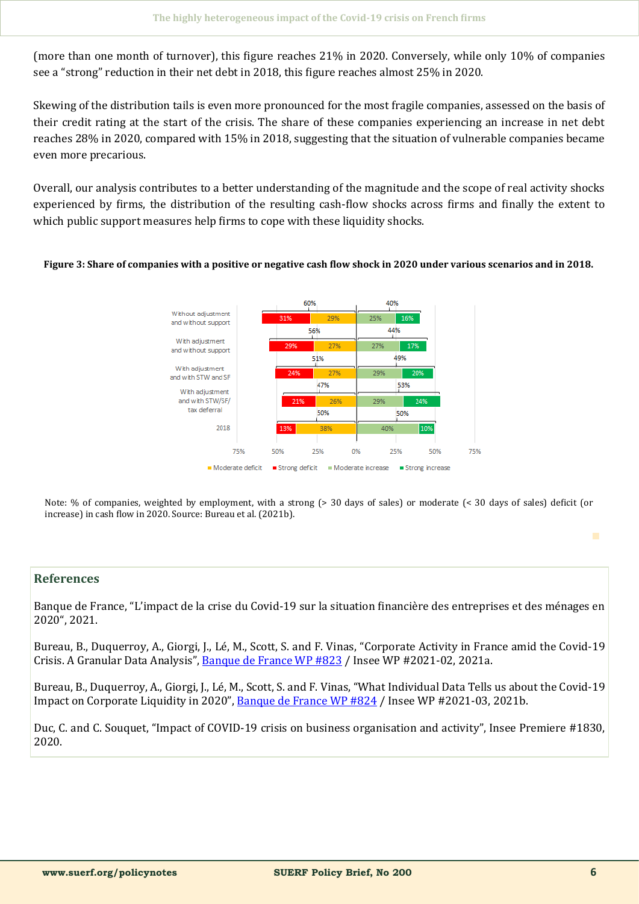(more than one month of turnover), this figure reaches 21% in 2020. Conversely, while only 10% of companies see a "strong" reduction in their net debt in 2018, this figure reaches almost 25% in 2020.

Skewing of the distribution tails is even more pronounced for the most fragile companies, assessed on the basis of their credit rating at the start of the crisis. The share of these companies experiencing an increase in net debt reaches 28% in 2020, compared with 15% in 2018, suggesting that the situation of vulnerable companies became even more precarious.

Overall, our analysis contributes to a better understanding of the magnitude and the scope of real activity shocks experienced by firms, the distribution of the resulting cash-flow shocks across firms and finally the extent to which public support measures help firms to cope with these liquidity shocks.

**Figure 3: Share of companies with a positive or negative cash flow shock in 2020 under various scenarios and in 2018.**

| Scenario | Strong deficit | Moderate deficit | Total deficit | Moderate increase | Strong increase | Total increase |
|---|---|---|---|---|---|---|
| Without adjustment and without support | 31% | 29% | 60% | 25% | 16% | 40% |
| With adjustment and without support | 29% | 27% | 56% | 27% | 17% | 44% |
| With adjustment and with STW and SF | 24% | 27% | 51% | 29% | 20% | 49% |
| With adjustment and with STW/SF/ tax deferral | 21% | 26% | 47% | 29% | 24% | 53% |
| 2018 | 13% | 38% | 50% | 40% | 10% | 50% |

Note: % of companies, weighted by employment, with a strong (> 30 days of sales) or moderate (< 30 days of sales) deficit (or increase) in cash flow in 2020. Source: Bureau et al. (2021b).

## References

Banque de France, "L'impact de la crise du Covid-19 sur la situation financière des entreprises et des ménages en 2020", 2021.

Bureau, B., Duquerroy, A., Giorgi, J., Lé, M., Scott, S. and F. Vinas, "Corporate Activity in France amid the Covid-19 Crisis. A Granular Data Analysis", Banque de France WP #823 / Insee WP #2021-02, 2021a.

Bureau, B., Duquerroy, A., Giorgi, J., Lé, M., Scott, S. and F. Vinas, "What Individual Data Tells us about the Covid-19 Impact on Corporate Liquidity in 2020", Banque de France WP #824 / Insee WP #2021-03, 2021b.

Duc, C. and C. Souquet, "Impact of COVID-19 crisis on business organisation and activity", Insee Premiere #1830, 2020.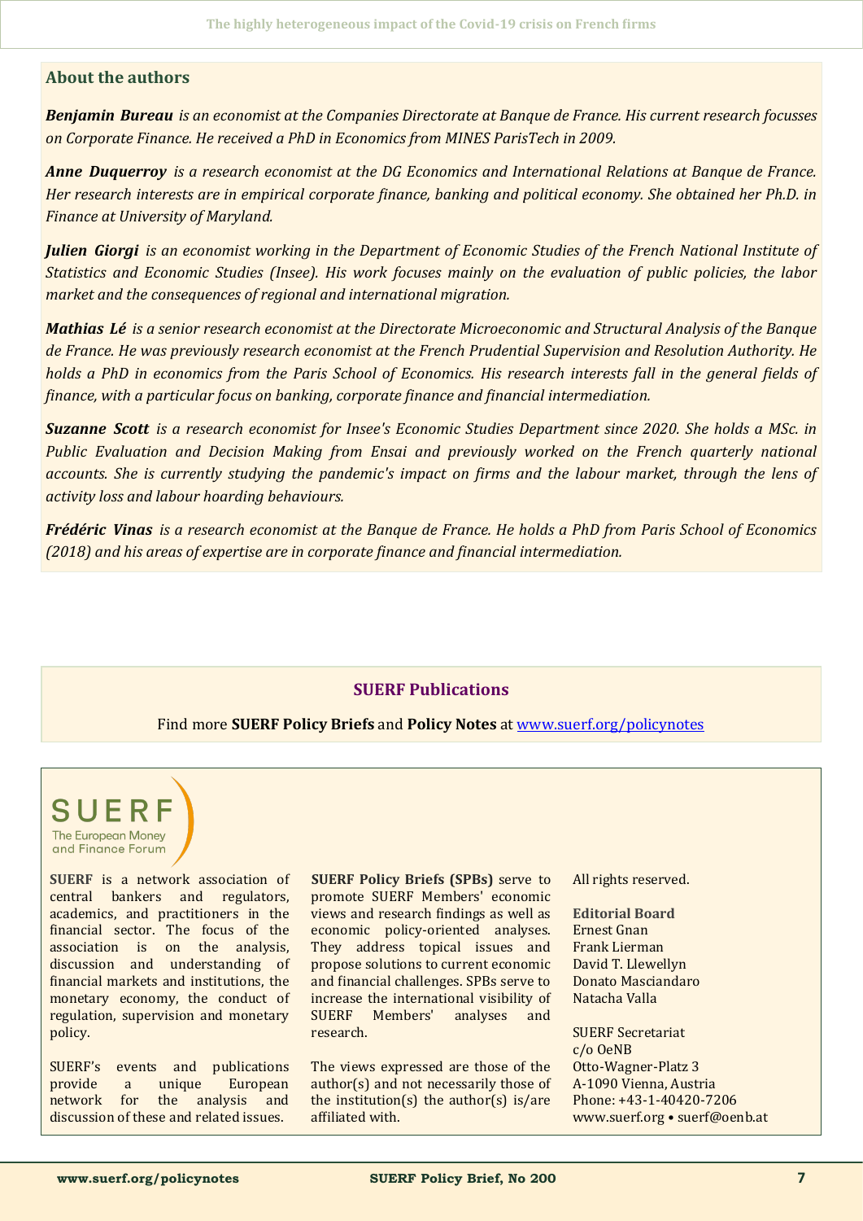## About the authors

***Benjamin Bureau*** *is an economist at the Companies Directorate at Banque de France. His current research focusses on Corporate Finance. He received a PhD in Economics from MINES ParisTech in 2009.*

***Anne Duquerroy*** *is a research economist at the DG Economics and International Relations at Banque de France. Her research interests are in empirical corporate finance, banking and political economy. She obtained her Ph.D. in Finance at University of Maryland.*

***Julien Giorgi*** *is an economist working in the Department of Economic Studies of the French National Institute of Statistics and Economic Studies (Insee). His work focuses mainly on the evaluation of public policies, the labor market and the consequences of regional and international migration.*

***Mathias Lé*** *is a senior research economist at the Directorate Microeconomic and Structural Analysis of the Banque de France. He was previously research economist at the French Prudential Supervision and Resolution Authority. He holds a PhD in economics from the Paris School of Economics. His research interests fall in the general fields of finance, with a particular focus on banking, corporate finance and financial intermediation.*

***Suzanne Scott*** *is a research economist for Insee's Economic Studies Department since 2020. She holds a MSc. in Public Evaluation and Decision Making from Ensai and previously worked on the French quarterly national accounts. She is currently studying the pandemic's impact on firms and the labour market, through the lens of activity loss and labour hoarding behaviours.*

***Frédéric Vinas*** *is a research economist at the Banque de France. He holds a PhD from Paris School of Economics (2018) and his areas of expertise are in corporate finance and financial intermediation.*

## SUERF Publications

Find more **SUERF Policy Briefs** and **Policy Notes** at www.suerf.org/policynotes

SUERF
The European Money and Finance Forum

**SUERF** is a network association of central bankers and regulators, academics, and practitioners in the financial sector. The focus of the association is on the analysis, discussion and understanding of financial markets and institutions, the monetary economy, the conduct of regulation, supervision and monetary policy.

SUERF's events and publications provide a unique European network for the analysis and discussion of these and related issues.

**SUERF Policy Briefs (SPBs)** serve to promote SUERF Members' economic views and research findings as well as economic policy-oriented analyses. They address topical issues and propose solutions to current economic and financial challenges. SPBs serve to increase the international visibility of SUERF Members' analyses and research.

The views expressed are those of the author(s) and not necessarily those of the institution(s) the author(s) is/are affiliated with.

All rights reserved.

**Editorial Board**
Ernest Gnan
Frank Lierman
David T. Llewellyn
Donato Masciandaro
Natacha Valla

SUERF Secretariat
c/o OeNB
Otto-Wagner-Platz 3
A-1090 Vienna, Austria
Phone: +43-1-40420-7206
www.suerf.org • suerf@oenb.at